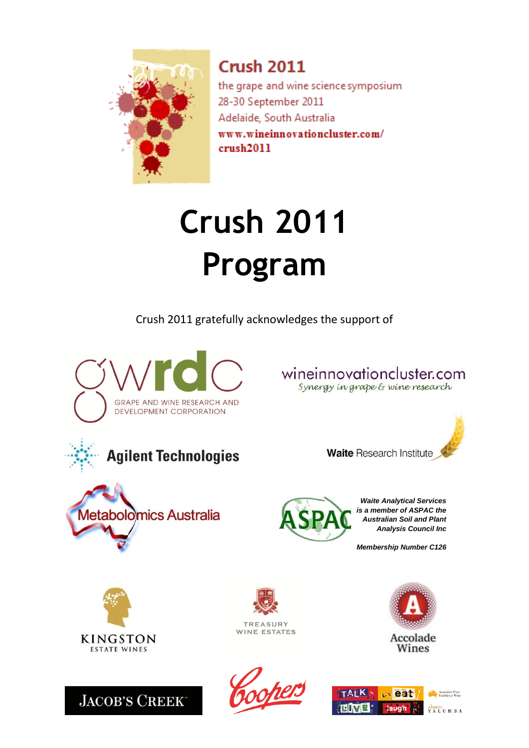**Crush 2011**

the grape and wine science symposium
28-30 September 2011
Adelaide, South Australia
www.wineinnovationcluster.com/crush2011

# Crush 2011 Program

Crush 2011 gratefully acknowledges the support of

GWRDC — GRAPE AND WINE RESEARCH AND DEVELOPMENT CORPORATION

wineinnovationcluster.com
*Synergy in grape & wine research*

Agilent Technologies

**Waite** Research Institute

Metabolomics Australia

***Waite Analytical Services is a member of ASPAC the Australian Soil and Plant Analysis Council Inc***

***Membership Number C126***

KINGSTON ESTATE WINES

TREASURY WINE ESTATES

Accolade Wines

JACOB'S CREEK

Coopers

TALK eat LIVE laugh — Australia's First Families of Wine — share YALUMBA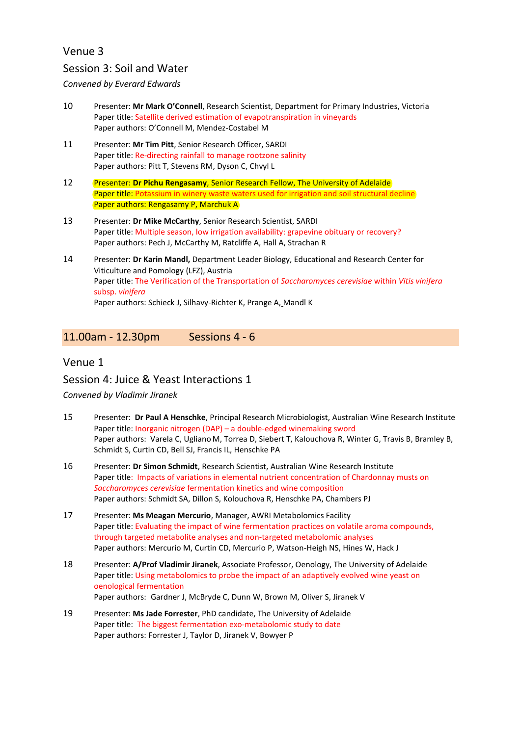## Venue 3

### Session 3: Soil and Water

*Convened by Everard Edwards*

10 Presenter: **Mr Mark O'Connell**, Research Scientist, Department for Primary Industries, Victoria
Paper title: Satellite derived estimation of evapotranspiration in vineyards
Paper authors: O'Connell M, Mendez-Costabel M

11 Presenter: **Mr Tim Pitt**, Senior Research Officer, SARDI
Paper title: Re-directing rainfall to manage rootzone salinity
Paper authors: Pitt T, Stevens RM, Dyson C, Chvyl L

12 Presenter: **Dr Pichu Rengasamy**, Senior Research Fellow, The University of Adelaide
Paper title: Potassium in winery waste waters used for irrigation and soil structural decline
Paper authors: Rengasamy P, Marchuk A

13 Presenter: **Dr Mike McCarthy**, Senior Research Scientist, SARDI
Paper title: Multiple season, low irrigation availability: grapevine obituary or recovery?
Paper authors: Pech J, McCarthy M, Ratcliffe A, Hall A, Strachan R

14 Presenter: **Dr Karin Mandl,** Department Leader Biology, Educational and Research Center for Viticulture and Pomology (LFZ), Austria
Paper title: The Verification of the Transportation of *Saccharomyces cerevisiae* within *Vitis vinifera* subsp. *vinifera*
Paper authors: Schieck J, Silhavy-Richter K, Prange A, Mandl K

## 11.00am - 12.30pm Sessions 4 - 6

## Venue 1

### Session 4: Juice & Yeast Interactions 1

*Convened by Vladimir Jiranek*

15 Presenter: **Dr Paul A Henschke**, Principal Research Microbiologist, Australian Wine Research Institute
Paper title: Inorganic nitrogen (DAP) – a double-edged winemaking sword
Paper authors: Varela C, Ugliano M, Torrea D, Siebert T, Kalouchova R, Winter G, Travis B, Bramley B, Schmidt S, Curtin CD, Bell SJ, Francis IL, Henschke PA

16 Presenter: **Dr Simon Schmidt**, Research Scientist, Australian Wine Research Institute
Paper title: Impacts of variations in elemental nutrient concentration of Chardonnay musts on *Saccharomyces cerevisiae* fermentation kinetics and wine composition
Paper authors: Schmidt SA, Dillon S, Kolouchova R, Henschke PA, Chambers PJ

17 Presenter: **Ms Meagan Mercurio**, Manager, AWRI Metabolomics Facility
Paper title: Evaluating the impact of wine fermentation practices on volatile aroma compounds, through targeted metabolite analyses and non-targeted metabolomic analyses
Paper authors: Mercurio M, Curtin CD, Mercurio P, Watson-Heigh NS, Hines W, Hack J

18 Presenter: **A/Prof Vladimir Jiranek**, Associate Professor, Oenology, The University of Adelaide
Paper title: Using metabolomics to probe the impact of an adaptively evolved wine yeast on oenological fermentation
Paper authors: Gardner J, McBryde C, Dunn W, Brown M, Oliver S, Jiranek V

19 Presenter: **Ms Jade Forrester**, PhD candidate, The University of Adelaide
Paper title: The biggest fermentation exo-metabolomic study to date
Paper authors: Forrester J, Taylor D, Jiranek V, Bowyer P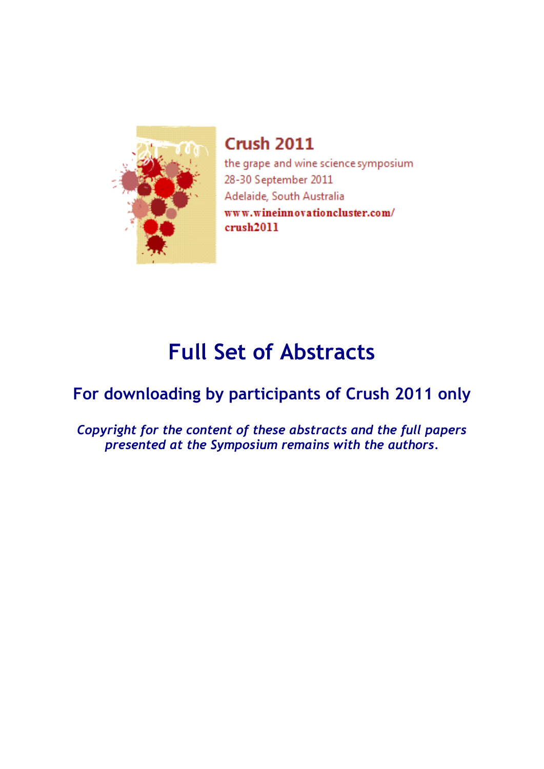**Crush 2011**

the grape and wine science symposium
28-30 September 2011
Adelaide, South Australia
www.wineinnovationcluster.com/crush2011

# Full Set of Abstracts

## For downloading by participants of Crush 2011 only

*Copyright for the content of these abstracts and the full papers presented at the Symposium remains with the authors.*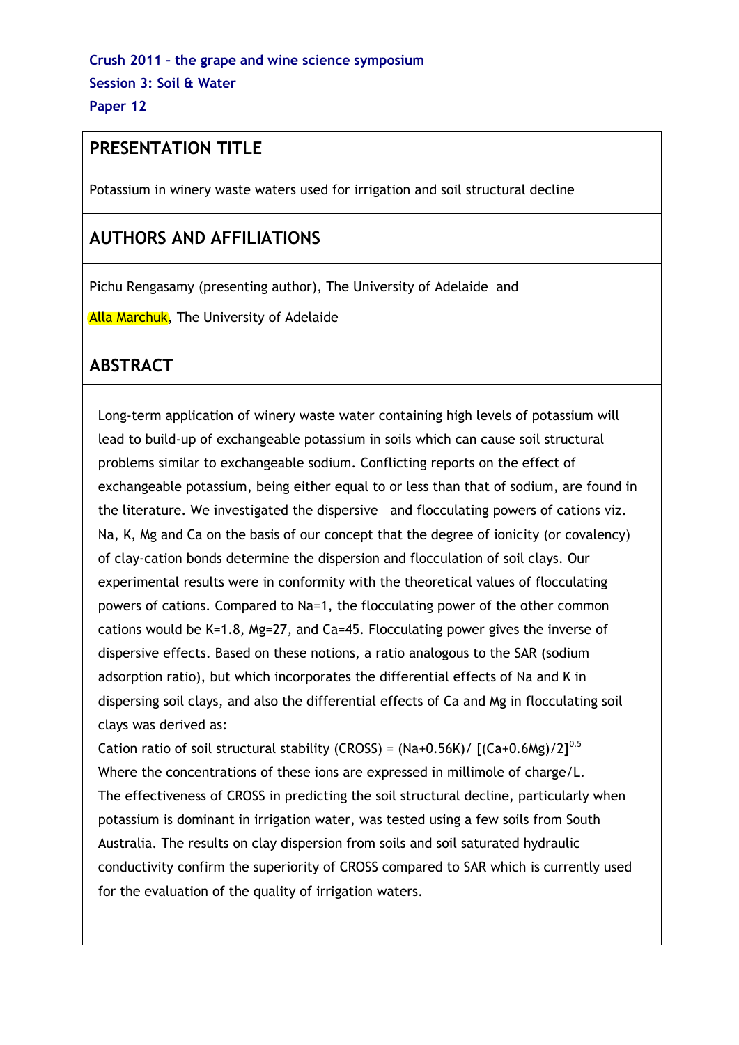**Crush 2011 – the grape and wine science symposium**
**Session 3: Soil & Water**
**Paper 12**

## PRESENTATION TITLE

Potassium in winery waste waters used for irrigation and soil structural decline

## AUTHORS AND AFFILIATIONS

Pichu Rengasamy (presenting author), The University of Adelaide and

Alla Marchuk, The University of Adelaide

## ABSTRACT

Long-term application of winery waste water containing high levels of potassium will lead to build-up of exchangeable potassium in soils which can cause soil structural problems similar to exchangeable sodium. Conflicting reports on the effect of exchangeable potassium, being either equal to or less than that of sodium, are found in the literature. We investigated the dispersive and flocculating powers of cations viz. Na, K, Mg and Ca on the basis of our concept that the degree of ionicity (or covalency) of clay-cation bonds determine the dispersion and flocculation of soil clays. Our experimental results were in conformity with the theoretical values of flocculating powers of cations. Compared to Na=1, the flocculating power of the other common cations would be K=1.8, Mg=27, and Ca=45. Flocculating power gives the inverse of dispersive effects. Based on these notions, a ratio analogous to the SAR (sodium adsorption ratio), but which incorporates the differential effects of Na and K in dispersing soil clays, and also the differential effects of Ca and Mg in flocculating soil clays was derived as:

Cation ratio of soil structural stability (CROSS) = $(Na+0.56K)/[(Ca+0.6Mg)/2]^{0.5}$

Where the concentrations of these ions are expressed in millimole of charge/L.

The effectiveness of CROSS in predicting the soil structural decline, particularly when potassium is dominant in irrigation water, was tested using a few soils from South Australia. The results on clay dispersion from soils and soil saturated hydraulic conductivity confirm the superiority of CROSS compared to SAR which is currently used for the evaluation of the quality of irrigation waters.